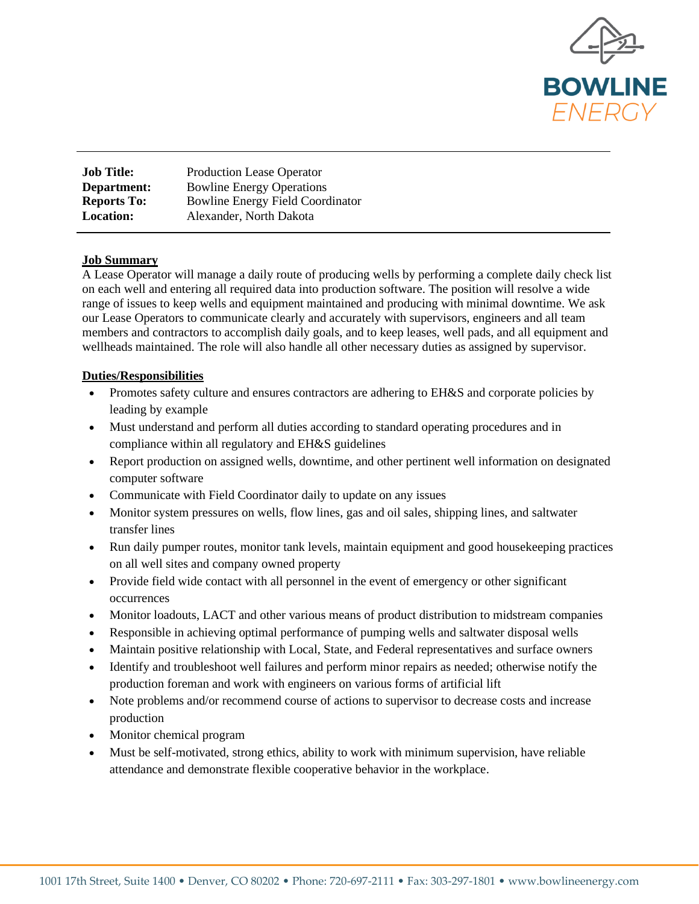BOWLINE ENERGY

| | |
|---|---|
| **Job Title:** | Production Lease Operator |
| **Department:** | Bowline Energy Operations |
| **Reports To:** | Bowline Energy Field Coordinator |
| **Location:** | Alexander, North Dakota |

## Job Summary

A Lease Operator will manage a daily route of producing wells by performing a complete daily check list on each well and entering all required data into production software. The position will resolve a wide range of issues to keep wells and equipment maintained and producing with minimal downtime. We ask our Lease Operators to communicate clearly and accurately with supervisors, engineers and all team members and contractors to accomplish daily goals, and to keep leases, well pads, and all equipment and wellheads maintained. The role will also handle all other necessary duties as assigned by supervisor.

## Duties/Responsibilities

- Promotes safety culture and ensures contractors are adhering to EH&S and corporate policies by leading by example
- Must understand and perform all duties according to standard operating procedures and in compliance within all regulatory and EH&S guidelines
- Report production on assigned wells, downtime, and other pertinent well information on designated computer software
- Communicate with Field Coordinator daily to update on any issues
- Monitor system pressures on wells, flow lines, gas and oil sales, shipping lines, and saltwater transfer lines
- Run daily pumper routes, monitor tank levels, maintain equipment and good housekeeping practices on all well sites and company owned property
- Provide field wide contact with all personnel in the event of emergency or other significant occurrences
- Monitor loadouts, LACT and other various means of product distribution to midstream companies
- Responsible in achieving optimal performance of pumping wells and saltwater disposal wells
- Maintain positive relationship with Local, State, and Federal representatives and surface owners
- Identify and troubleshoot well failures and perform minor repairs as needed; otherwise notify the production foreman and work with engineers on various forms of artificial lift
- Note problems and/or recommend course of actions to supervisor to decrease costs and increase production
- Monitor chemical program
- Must be self-motivated, strong ethics, ability to work with minimum supervision, have reliable attendance and demonstrate flexible cooperative behavior in the workplace.

1001 17th Street, Suite 1400 • Denver, CO 80202 • Phone: 720-697-2111 • Fax: 303-297-1801 • www.bowlineenergy.com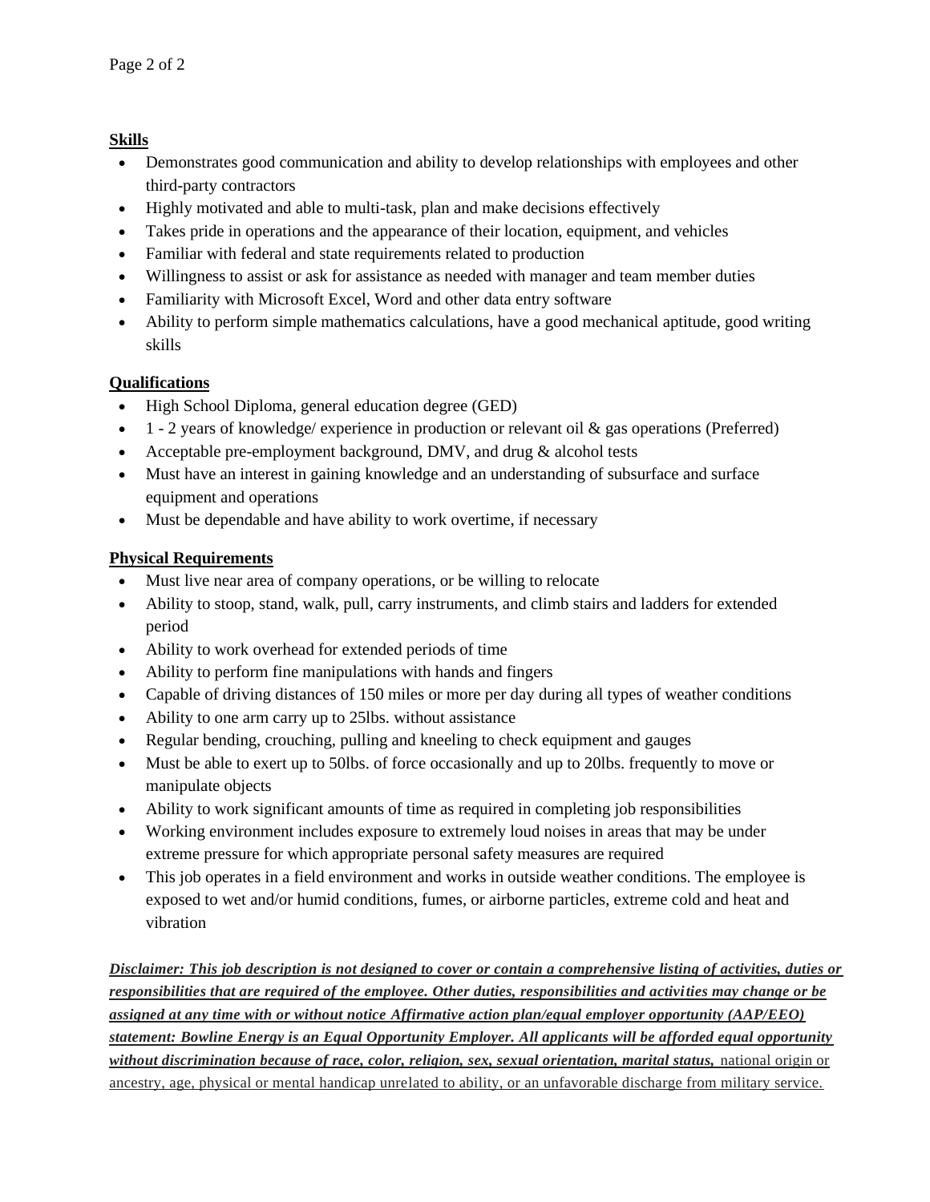## Skills

- Demonstrates good communication and ability to develop relationships with employees and other third-party contractors
- Highly motivated and able to multi-task, plan and make decisions effectively
- Takes pride in operations and the appearance of their location, equipment, and vehicles
- Familiar with federal and state requirements related to production
- Willingness to assist or ask for assistance as needed with manager and team member duties
- Familiarity with Microsoft Excel, Word and other data entry software
- Ability to perform simple mathematics calculations, have a good mechanical aptitude, good writing skills

## Qualifications

- High School Diploma, general education degree (GED)
- 1 - 2 years of knowledge/ experience in production or relevant oil & gas operations (Preferred)
- Acceptable pre-employment background, DMV, and drug & alcohol tests
- Must have an interest in gaining knowledge and an understanding of subsurface and surface equipment and operations
- Must be dependable and have ability to work overtime, if necessary

## Physical Requirements

- Must live near area of company operations, or be willing to relocate
- Ability to stoop, stand, walk, pull, carry instruments, and climb stairs and ladders for extended period
- Ability to work overhead for extended periods of time
- Ability to perform fine manipulations with hands and fingers
- Capable of driving distances of 150 miles or more per day during all types of weather conditions
- Ability to one arm carry up to 25lbs. without assistance
- Regular bending, crouching, pulling and kneeling to check equipment and gauges
- Must be able to exert up to 50lbs. of force occasionally and up to 20lbs. frequently to move or manipulate objects
- Ability to work significant amounts of time as required in completing job responsibilities
- Working environment includes exposure to extremely loud noises in areas that may be under extreme pressure for which appropriate personal safety measures are required
- This job operates in a field environment and works in outside weather conditions. The employee is exposed to wet and/or humid conditions, fumes, or airborne particles, extreme cold and heat and vibration

***Disclaimer: This job description is not designed to cover or contain a comprehensive listing of activities, duties or responsibilities that are required of the employee. Other duties, responsibilities and activities may change or be assigned at any time with or without notice Affirmative action plan/equal employer opportunity (AAP/EEO) statement: Bowline Energy is an Equal Opportunity Employer. All applicants will be afforded equal opportunity without discrimination because of race, color, religion, sex, sexual orientation, marital status,*** national origin or ancestry, age, physical or mental handicap unrelated to ability, or an unfavorable discharge from military service.